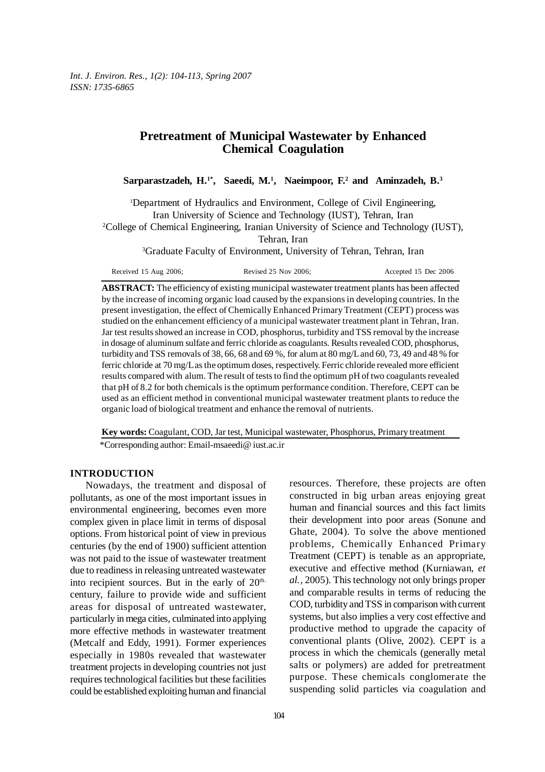# Pretreatment of Municipal Wastewater by Enhanced Chemical Coagulation

**Sarparastzadeh, H.[1*], Saeedi, M.[1], Naeimpoor, F.[2] and Aminzadeh, B.[3]**

[1]Department of Hydraulics and Environment, College of Civil Engineering, Iran University of Science and Technology (IUST), Tehran, Iran

[2]College of Chemical Engineering, Iranian University of Science and Technology (IUST), Tehran, Iran

[3]Graduate Faculty of Environment, University of Tehran, Tehran, Iran

Received 15 Aug 2006; Revised 25 Nov 2006; Accepted 15 Dec 2006

**ABSTRACT:** The efficiency of existing municipal wastewater treatment plants has been affected by the increase of incoming organic load caused by the expansions in developing countries. In the present investigation, the effect of Chemically Enhanced Primary Treatment (CEPT) process was studied on the enhancement efficiency of a municipal wastewater treatment plant in Tehran, Iran. Jar test results showed an increase in COD, phosphorus, turbidity and TSS removal by the increase in dosage of aluminum sulfate and ferric chloride as coagulants. Results revealed COD, phosphorus, turbidity and TSS removals of 38, 66, 68 and 69 %, for alum at 80 mg/L and 60, 73, 49 and 48 % for ferric chloride at 70 mg/L as the optimum doses, respectively. Ferric chloride revealed more efficient results compared with alum. The result of tests to find the optimum pH of two coagulants revealed that pH of 8.2 for both chemicals is the optimum performance condition. Therefore, CEPT can be used as an efficient method in conventional municipal wastewater treatment plants to reduce the organic load of biological treatment and enhance the removal of nutrients.

**Key words:** Coagulant, COD, Jar test, Municipal wastewater, Phosphorus, Primary treatment

*Corresponding author: Email-msaeedi@ iust.ac.ir

## INTRODUCTION

Nowadays, the treatment and disposal of pollutants, as one of the most important issues in environmental engineering, becomes even more complex given in place limit in terms of disposal options. From historical point of view in previous centuries (by the end of 1900) sufficient attention was not paid to the issue of wastewater treatment due to readiness in releasing untreated wastewater into recipient sources. But in the early of 20th century, failure to provide wide and sufficient areas for disposal of untreated wastewater, particularly in mega cities, culminated into applying more effective methods in wastewater treatment (Metcalf and Eddy, 1991). Former experiences especially in 1980s revealed that wastewater treatment projects in developing countries not just requires technological facilities but these facilities could be established exploiting human and financial resources. Therefore, these projects are often constructed in big urban areas enjoying great human and financial sources and this fact limits their development into poor areas (Sonune and Ghate, 2004). To solve the above mentioned problems, Chemically Enhanced Primary Treatment (CEPT) is tenable as an appropriate, executive and effective method (Kurniawan, *et al.*, 2005). This technology not only brings proper and comparable results in terms of reducing the COD, turbidity and TSS in comparison with current systems, but also implies a very cost effective and productive method to upgrade the capacity of conventional plants (Olive, 2002). CEPT is a process in which the chemicals (generally metal salts or polymers) are added for pretreatment purpose. These chemicals conglomerate the suspending solid particles via coagulation and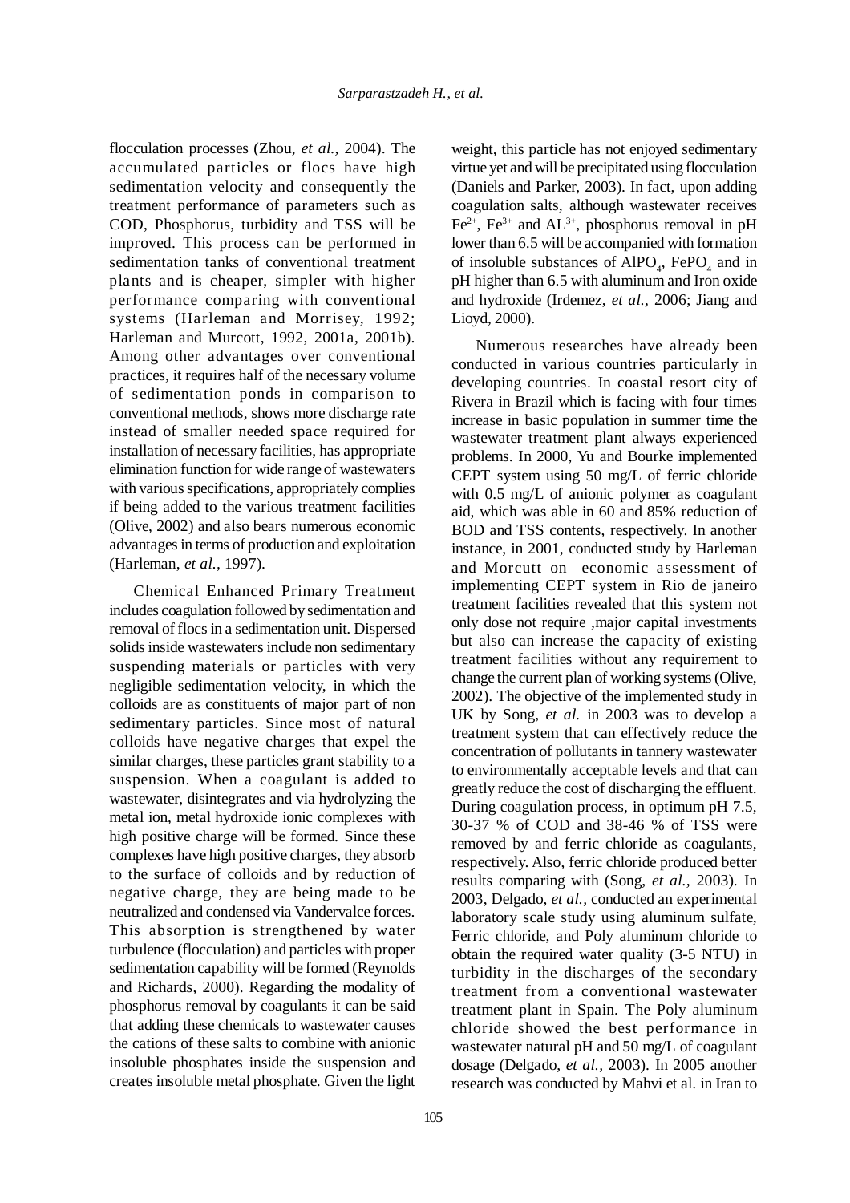flocculation processes (Zhou, *et al.,* 2004). The accumulated particles or flocs have high sedimentation velocity and consequently the treatment performance of parameters such as COD, Phosphorus, turbidity and TSS will be improved. This process can be performed in sedimentation tanks of conventional treatment plants and is cheaper, simpler with higher performance comparing with conventional systems (Harleman and Morrisey, 1992; Harleman and Murcott, 1992, 2001a, 2001b). Among other advantages over conventional practices, it requires half of the necessary volume of sedimentation ponds in comparison to conventional methods, shows more discharge rate instead of smaller needed space required for installation of necessary facilities, has appropriate elimination function for wide range of wastewaters with various specifications, appropriately complies if being added to the various treatment facilities (Olive, 2002) and also bears numerous economic advantages in terms of production and exploitation (Harleman, *et al.,* 1997).

Chemical Enhanced Primary Treatment includes coagulation followed by sedimentation and removal of flocs in a sedimentation unit. Dispersed solids inside wastewaters include non sedimentary suspending materials or particles with very negligible sedimentation velocity, in which the colloids are as constituents of major part of non sedimentary particles. Since most of natural colloids have negative charges that expel the similar charges, these particles grant stability to a suspension. When a coagulant is added to wastewater, disintegrates and via hydrolyzing the metal ion, metal hydroxide ionic complexes with high positive charge will be formed. Since these complexes have high positive charges, they absorb to the surface of colloids and by reduction of negative charge, they are being made to be neutralized and condensed via Vandervalce forces. This absorption is strengthened by water turbulence (flocculation) and particles with proper sedimentation capability will be formed (Reynolds and Richards, 2000). Regarding the modality of phosphorus removal by coagulants it can be said that adding these chemicals to wastewater causes the cations of these salts to combine with anionic insoluble phosphates inside the suspension and creates insoluble metal phosphate. Given the light weight, this particle has not enjoyed sedimentary virtue yet and will be precipitated using flocculation (Daniels and Parker, 2003). In fact, upon adding coagulation salts, although wastewater receives $Fe^{2+}$, $Fe^{3+}$ and $AL^{3+}$, phosphorus removal in pH lower than 6.5 will be accompanied with formation of insoluble substances of $AlPO_4$, $FePO_4$ and in pH higher than 6.5 with aluminum and Iron oxide and hydroxide (Irdemez, *et al.,* 2006; Jiang and Lioyd, 2000).

Numerous researches have already been conducted in various countries particularly in developing countries. In coastal resort city of Rivera in Brazil which is facing with four times increase in basic population in summer time the wastewater treatment plant always experienced problems. In 2000, Yu and Bourke implemented CEPT system using 50 mg/L of ferric chloride with 0.5 mg/L of anionic polymer as coagulant aid, which was able in 60 and 85% reduction of BOD and TSS contents, respectively. In another instance, in 2001, conducted study by Harleman and Morcutt on economic assessment of implementing CEPT system in Rio de janeiro treatment facilities revealed that this system not only dose not require ,major capital investments but also can increase the capacity of existing treatment facilities without any requirement to change the current plan of working systems (Olive, 2002). The objective of the implemented study in UK by Song, *et al.* in 2003 was to develop a treatment system that can effectively reduce the concentration of pollutants in tannery wastewater to environmentally acceptable levels and that can greatly reduce the cost of discharging the effluent. During coagulation process, in optimum pH 7.5, 30-37 % of COD and 38-46 % of TSS were removed by and ferric chloride as coagulants, respectively. Also, ferric chloride produced better results comparing with (Song, *et al.,* 2003). In 2003, Delgado, *et al.,* conducted an experimental laboratory scale study using aluminum sulfate, Ferric chloride, and Poly aluminum chloride to obtain the required water quality (3-5 NTU) in turbidity in the discharges of the secondary treatment from a conventional wastewater treatment plant in Spain. The Poly aluminum chloride showed the best performance in wastewater natural pH and 50 mg/L of coagulant dosage (Delgado, *et al.,* 2003). In 2005 another research was conducted by Mahvi et al. in Iran to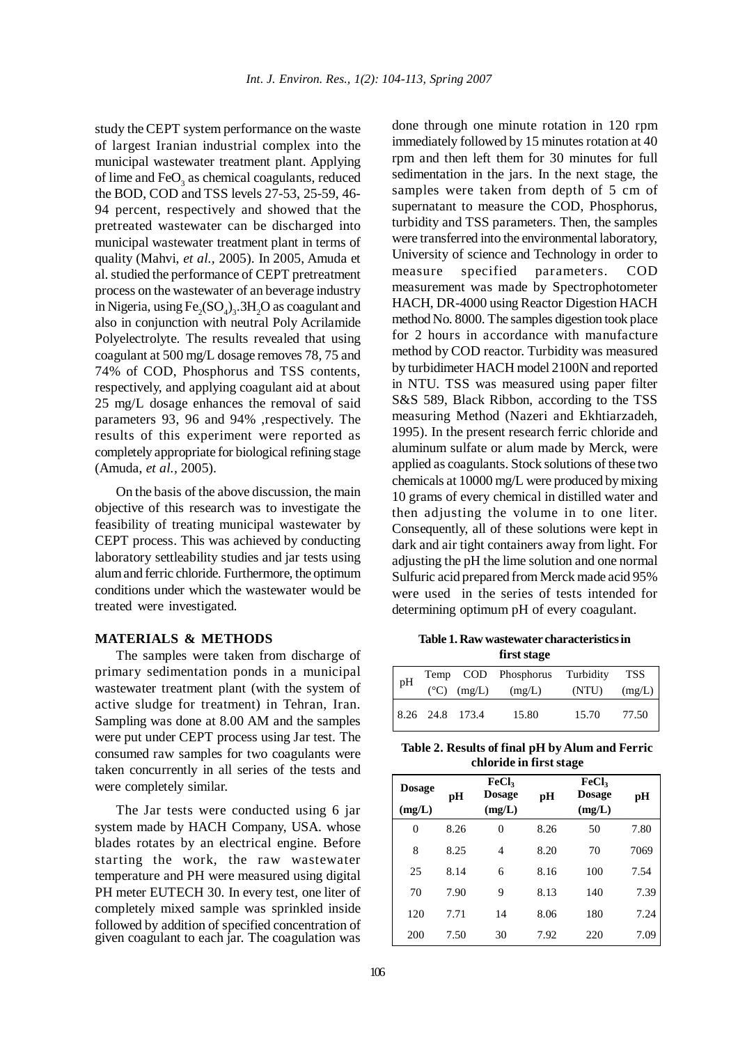study the CEPT system performance on the waste of largest Iranian industrial complex into the municipal wastewater treatment plant. Applying of lime and $FeO_3$ as chemical coagulants, reduced the BOD, COD and TSS levels 27-53, 25-59, 46-94 percent, respectively and showed that the pretreated wastewater can be discharged into municipal wastewater treatment plant in terms of quality (Mahvi, *et al.,* 2005). In 2005, Amuda et al. studied the performance of CEPT pretreatment process on the wastewater of an beverage industry in Nigeria, using $Fe_2(SO_4)_3.3H_2O$ as coagulant and also in conjunction with neutral Poly Acrilamide Polyelectrolyte. The results revealed that using coagulant at 500 mg/L dosage removes 78, 75 and 74% of COD, Phosphorus and TSS contents, respectively, and applying coagulant aid at about 25 mg/L dosage enhances the removal of said parameters 93, 96 and 94% ,respectively. The results of this experiment were reported as completely appropriate for biological refining stage (Amuda, *et al.,* 2005).

On the basis of the above discussion, the main objective of this research was to investigate the feasibility of treating municipal wastewater by CEPT process. This was achieved by conducting laboratory settleability studies and jar tests using alum and ferric chloride. Furthermore, the optimum conditions under which the wastewater would be treated were investigated.

## MATERIALS & METHODS

The samples were taken from discharge of primary sedimentation ponds in a municipal wastewater treatment plant (with the system of active sludge for treatment) in Tehran, Iran. Sampling was done at 8.00 AM and the samples were put under CEPT process using Jar test. The consumed raw samples for two coagulants were taken concurrently in all series of the tests and were completely similar.

The Jar tests were conducted using 6 jar system made by HACH Company, USA. whose blades rotates by an electrical engine. Before starting the work, the raw wastewater temperature and PH were measured using digital PH meter EUTECH 30. In every test, one liter of completely mixed sample was sprinkled inside followed by addition of specified concentration of given coagulant to each jar. The coagulation was done through one minute rotation in 120 rpm immediately followed by 15 minutes rotation at 40 rpm and then left them for 30 minutes for full sedimentation in the jars. In the next stage, the samples were taken from depth of 5 cm of supernatant to measure the COD, Phosphorus, turbidity and TSS parameters. Then, the samples were transferred into the environmental laboratory, University of science and Technology in order to measure specified parameters. COD measurement was made by Spectrophotometer HACH, DR-4000 using Reactor Digestion HACH method No. 8000. The samples digestion took place for 2 hours in accordance with manufacture method by COD reactor. Turbidity was measured by turbidimeter HACH model 2100N and reported in NTU. TSS was measured using paper filter S&S 589, Black Ribbon, according to the TSS measuring Method (Nazeri and Ekhtiarzadeh, 1995). In the present research ferric chloride and aluminum sulfate or alum made by Merck, were applied as coagulants. Stock solutions of these two chemicals at 10000 mg/L were produced by mixing 10 grams of every chemical in distilled water and then adjusting the volume in to one liter. Consequently, all of these solutions were kept in dark and air tight containers away from light. For adjusting the pH the lime solution and one normal Sulfuric acid prepared from Merck made acid 95% were used in the series of tests intended for determining optimum pH of every coagulant.

**Table 1. Raw wastewater characteristics in first stage**

| pH | Temp (°C) | COD (mg/L) | Phosphorus (mg/L) | Turbidity (NTU) | TSS (mg/L) |
|---|---|---|---|---|---|
| 8.26 | 24.8 | 173.4 | 15.80 | 15.70 | 77.50 |

**Table 2. Results of final pH by Alum and Ferric chloride in first stage**

| Dosage (mg/L) | pH | $FeCl_3$ Dosage (mg/L) | pH | $FeCl_3$ Dosage (mg/L) | pH |
|---|---|---|---|---|---|
| 0 | 8.26 | 0 | 8.26 | 50 | 7.80 |
| 8 | 8.25 | 4 | 8.20 | 70 | 7069 |
| 25 | 8.14 | 6 | 8.16 | 100 | 7.54 |
| 70 | 7.90 | 9 | 8.13 | 140 | 7.39 |
| 120 | 7.71 | 14 | 8.06 | 180 | 7.24 |
| 200 | 7.50 | 30 | 7.92 | 220 | 7.09 |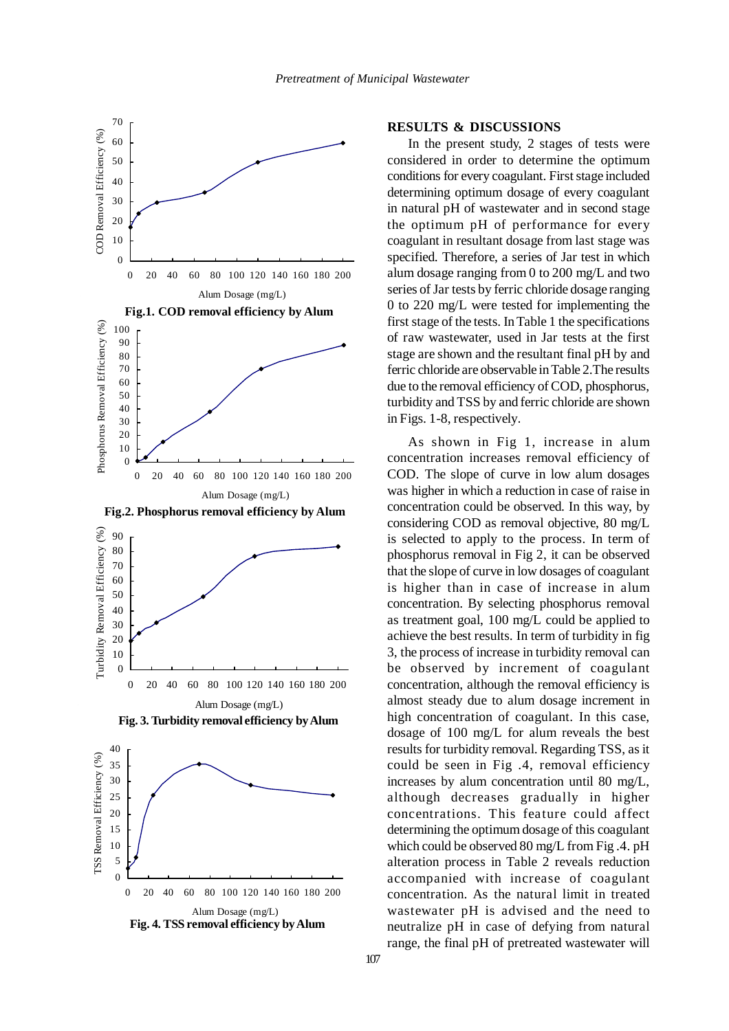70
60
50
40
30
20
10
0

COD Removal Efficiency (%)

0 20 40 60 80 100 120 140 160 180 200

Alum Dosage (mg/L)

**Fig.1. COD removal efficiency by Alum**

100
90
80
70
60
50
40
30
20
10
0

Phosphorus Removal Efficiency (%)

0 20 40 60 80 100 120 140 160 180 200

Alum Dosage (mg/L)

**Fig.2. Phosphorus removal efficiency by Alum**

90
80
70
60
50
40
30
20
10
0

Turbidity Removal Efficiency (%)

0 20 40 60 80 100 120 140 160 180 200

Alum Dosage (mg/L)

**Fig. 3. Turbidity removal efficiency by Alum**

40
35
30
25
20
15
10
5
0

TSS Removal Efficiency (%)

0 20 40 60 80 100 120 140 160 180 200

Alum Dosage (mg/L)

**Fig. 4. TSS removal efficiency by Alum**

## RESULTS & DISCUSSIONS

In the present study, 2 stages of tests were considered in order to determine the optimum conditions for every coagulant. First stage included determining optimum dosage of every coagulant in natural pH of wastewater and in second stage the optimum pH of performance for every coagulant in resultant dosage from last stage was specified. Therefore, a series of Jar test in which alum dosage ranging from 0 to 200 mg/L and two series of Jar tests by ferric chloride dosage ranging 0 to 220 mg/L were tested for implementing the first stage of the tests. In Table 1 the specifications of raw wastewater, used in Jar tests at the first stage are shown and the resultant final pH by and ferric chloride are observable in Table 2.The results due to the removal efficiency of COD, phosphorus, turbidity and TSS by and ferric chloride are shown in Figs. 1-8, respectively.

As shown in Fig 1, increase in alum concentration increases removal efficiency of COD. The slope of curve in low alum dosages was higher in which a reduction in case of raise in concentration could be observed. In this way, by considering COD as removal objective, 80 mg/L is selected to apply to the process. In term of phosphorus removal in Fig 2, it can be observed that the slope of curve in low dosages of coagulant is higher than in case of increase in alum concentration. By selecting phosphorus removal as treatment goal, 100 mg/L could be applied to achieve the best results. In term of turbidity in fig 3, the process of increase in turbidity removal can be observed by increment of coagulant concentration, although the removal efficiency is almost steady due to alum dosage increment in high concentration of coagulant. In this case, dosage of 100 mg/L for alum reveals the best results for turbidity removal. Regarding TSS, as it could be seen in Fig .4, removal efficiency increases by alum concentration until 80 mg/L, although decreases gradually in higher concentrations. This feature could affect determining the optimum dosage of this coagulant which could be observed 80 mg/L from Fig .4. pH alteration process in Table 2 reveals reduction accompanied with increase of coagulant concentration. As the natural limit in treated wastewater pH is advised and the need to neutralize pH in case of defying from natural range, the final pH of pretreated wastewater will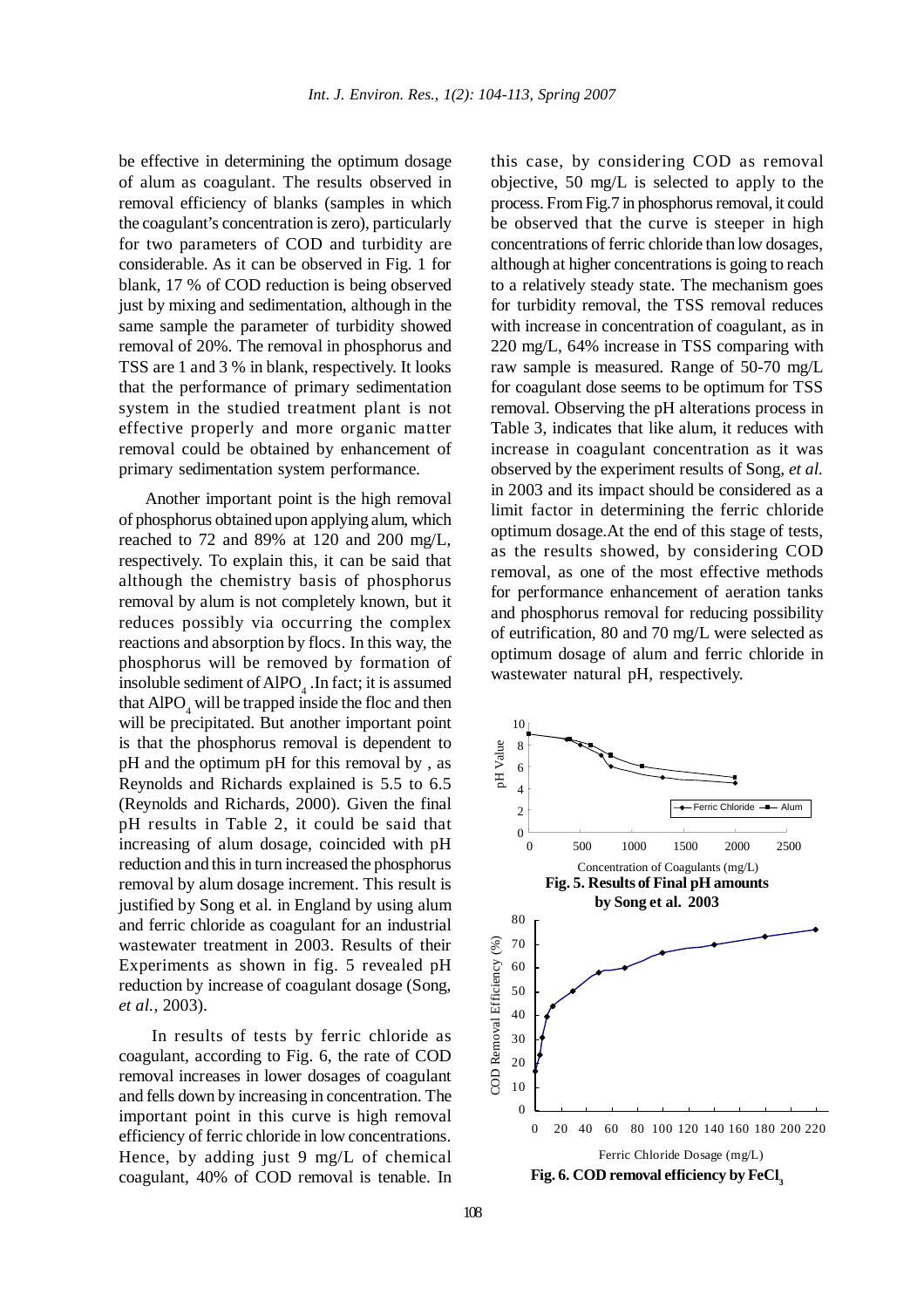be effective in determining the optimum dosage of alum as coagulant. The results observed in removal efficiency of blanks (samples in which the coagulant's concentration is zero), particularly for two parameters of COD and turbidity are considerable. As it can be observed in Fig. 1 for blank, 17 % of COD reduction is being observed just by mixing and sedimentation, although in the same sample the parameter of turbidity showed removal of 20%. The removal in phosphorus and TSS are 1 and 3 % in blank, respectively. It looks that the performance of primary sedimentation system in the studied treatment plant is not effective properly and more organic matter removal could be obtained by enhancement of primary sedimentation system performance.

Another important point is the high removal of phosphorus obtained upon applying alum, which reached to 72 and 89% at 120 and 200 mg/L, respectively. To explain this, it can be said that although the chemistry basis of phosphorus removal by alum is not completely known, but it reduces possibly via occurring the complex reactions and absorption by flocs. In this way, the phosphorus will be removed by formation of insoluble sediment of $AlPO_4$ .In fact; it is assumed that $AlPO_4$ will be trapped inside the floc and then will be precipitated. But another important point is that the phosphorus removal is dependent to pH and the optimum pH for this removal by , as Reynolds and Richards explained is 5.5 to 6.5 (Reynolds and Richards, 2000). Given the final pH results in Table 2, it could be said that increasing of alum dosage, coincided with pH reduction and this in turn increased the phosphorus removal by alum dosage increment. This result is justified by Song et al. in England by using alum and ferric chloride as coagulant for an industrial wastewater treatment in 2003. Results of their Experiments as shown in fig. 5 revealed pH reduction by increase of coagulant dosage (Song, *et al.,* 2003).

In results of tests by ferric chloride as coagulant, according to Fig. 6, the rate of COD removal increases in lower dosages of coagulant and fells down by increasing in concentration. The important point in this curve is high removal efficiency of ferric chloride in low concentrations. Hence, by adding just 9 mg/L of chemical coagulant, 40% of COD removal is tenable. In this case, by considering COD as removal objective, 50 mg/L is selected to apply to the process. From Fig.7 in phosphorus removal, it could be observed that the curve is steeper in high concentrations of ferric chloride than low dosages, although at higher concentrations is going to reach to a relatively steady state. The mechanism goes for turbidity removal, the TSS removal reduces with increase in concentration of coagulant, as in 220 mg/L, 64% increase in TSS comparing with raw sample is measured. Range of 50-70 mg/L for coagulant dose seems to be optimum for TSS removal. Observing the pH alterations process in Table 3, indicates that like alum, it reduces with increase in coagulant concentration as it was observed by the experiment results of Song, *et al.* in 2003 and its impact should be considered as a limit factor in determining the ferric chloride optimum dosage.At the end of this stage of tests, as the results showed, by considering COD removal, as one of the most effective methods for performance enhancement of aeration tanks and phosphorus removal for reducing possibility of eutrification, 80 and 70 mg/L were selected as optimum dosage of alum and ferric chloride in wastewater natural pH, respectively.

pH Value
10
8
6
4
2
0
0 500 1000 1500 2000 2500
Ferric Chloride — Alum
Concentration of Coagulants (mg/L)

**Fig. 5. Results of Final pH amounts by Song et al. 2003**

COD Removal Efficiency (%)
80
70
60
50
40
30
20
10
0
0 20 40 60 80 100 120 140 160 180 200 220
Ferric Chloride Dosage (mg/L)

**Fig. 6. COD removal efficiency by $FeCl_3$**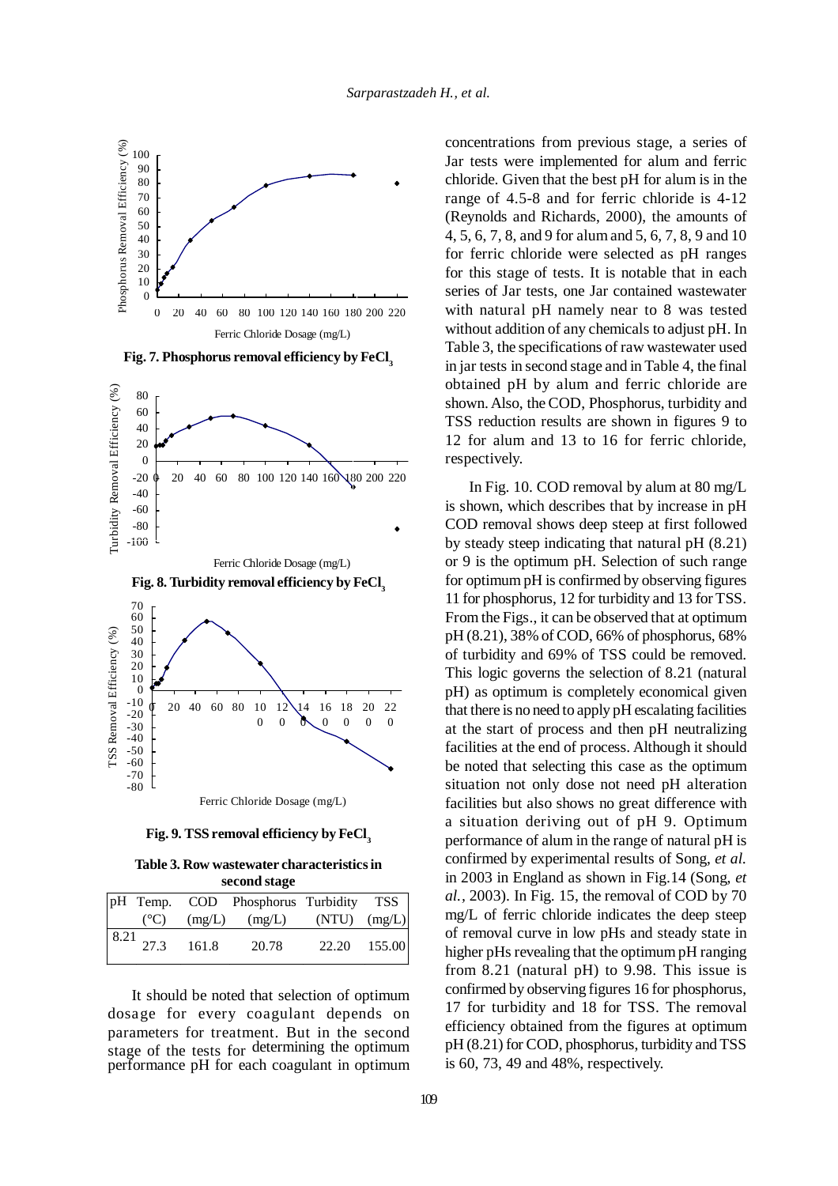Phosphorus Removal Efficiency (%)

100
90
80
70
60
50
40
30
20
10
0

0 20 40 60 80 100 120 140 160 180 200 220

Ferric Chloride Dosage (mg/L)

**Fig. 7. Phosphorus removal efficiency by $FeCl_3$**

Turbidity Removal Efficiency (%)

80
60
40
20
0
-20
-40
-60
-80
-100

0 20 40 60 80 100 120 140 160 180 200 220

Ferric Chloride Dosage (mg/L)

**Fig. 8. Turbidity removal efficiency by $FeCl_3$**

TSS Removal Efficiency (%)

70
60
50
40
30
20
10
0
-10
-20
-30
-40
-50
-60
-70
-80

0 20 40 60 80 100 120 140 160 180 200 220

Ferric Chloride Dosage (mg/L)

**Fig. 9. TSS removal efficiency by $FeCl_3$**

**Table 3. Row wastewater characteristics in second stage**

| pH | Temp. (°C) | COD (mg/L) | Phosphorus (mg/L) | Turbidity (NTU) | TSS (mg/L) |
|---|---|---|---|---|---|
| 8.21 | 27.3 | 161.8 | 20.78 | 22.20 | 155.00 |

It should be noted that selection of optimum dosage for every coagulant depends on parameters for treatment. But in the second stage of the tests for determining the optimum performance pH for each coagulant in optimum concentrations from previous stage, a series of Jar tests were implemented for alum and ferric chloride. Given that the best pH for alum is in the range of 4.5-8 and for ferric chloride is 4-12 (Reynolds and Richards, 2000), the amounts of 4, 5, 6, 7, 8, and 9 for alum and 5, 6, 7, 8, 9 and 10 for ferric chloride were selected as pH ranges for this stage of tests. It is notable that in each series of Jar tests, one Jar contained wastewater with natural pH namely near to 8 was tested without addition of any chemicals to adjust pH. In Table 3, the specifications of raw wastewater used in jar tests in second stage and in Table 4, the final obtained pH by alum and ferric chloride are shown. Also, the COD, Phosphorus, turbidity and TSS reduction results are shown in figures 9 to 12 for alum and 13 to 16 for ferric chloride, respectively.

In Fig. 10. COD removal by alum at 80 mg/L is shown, which describes that by increase in pH COD removal shows deep steep at first followed by steady steep indicating that natural pH (8.21) or 9 is the optimum pH. Selection of such range for optimum pH is confirmed by observing figures 11 for phosphorus, 12 for turbidity and 13 for TSS. From the Figs., it can be observed that at optimum pH (8.21), 38% of COD, 66% of phosphorus, 68% of turbidity and 69% of TSS could be removed. This logic governs the selection of 8.21 (natural pH) as optimum pH is completely economical given that there is no need to apply pH escalating facilities at the start of process and then pH neutralizing facilities at the end of process. Although it should be noted that selecting this case as the optimum situation not only dose not need pH alteration facilities but also shows no great difference with a situation deriving out of pH 9. Optimum performance of alum in the range of natural pH is confirmed by experimental results of Song, *et al.* in 2003 in England as shown in Fig.14 (Song, *et al.*, 2003). In Fig. 15, the removal of COD by 70 mg/L of ferric chloride indicates the deep steep of removal curve in low pHs and steady state in higher pHs revealing that the optimum pH ranging from 8.21 (natural pH) to 9.98. This issue is confirmed by observing figures 16 for phosphorus, 17 for turbidity and 18 for TSS. The removal efficiency obtained from the figures at optimum pH (8.21) for COD, phosphorus, turbidity and TSS is 60, 73, 49 and 48%, respectively.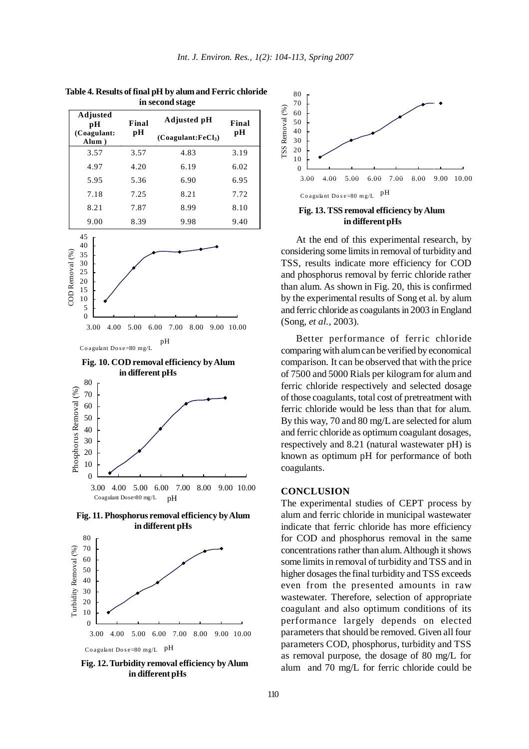**Table 4. Results of final pH by alum and Ferric chloride in second stage**

| Adjusted pH (Coagulant: Alum ) | Final pH | Adjusted pH (Coagulant: $FeCl_3$) | Final pH |
|---|---|---|---|
| 3.57 | 3.57 | 4.83 | 3.19 |
| 4.97 | 4.20 | 6.19 | 6.02 |
| 5.95 | 5.36 | 6.90 | 6.95 |
| 7.18 | 7.25 | 8.21 | 7.72 |
| 8.21 | 7.87 | 8.99 | 8.10 |
| 9.00 | 8.39 | 9.98 | 9.40 |

COD Removal (%)
0 5 10 15 20 25 30 35 40 45
3.00 4.00 5.00 6.00 7.00 8.00 9.00 10.00
Coagulant Dose=80 mg/L
pH

**Fig. 10. COD removal efficiency by Alum in different pHs**

Phosphorus Removal (%)
0 10 20 30 40 50 60 70 80
3.00 4.00 5.00 6.00 7.00 8.00 9.00 10.00
Coagulant Dose=80 mg/L
pH

**Fig. 11. Phosphorus removal efficiency by Alum in different pHs**

Turbidity Removal (%)
0 10 20 30 40 50 60 70 80
3.00 4.00 5.00 6.00 7.00 8.00 9.00 10.00
Coagulant Dose=80 mg/L
pH

**Fig. 12. Turbidity removal efficiency by Alum in different pHs**

TSS Removal (%)
0 10 20 30 40 50 60 70 80
3.00 4.00 5.00 6.00 7.00 8.00 9.00 10.00
Coagulant Dose=80 mg/L
pH

**Fig. 13. TSS removal efficiency by Alum in different pHs**

At the end of this experimental research, by considering some limits in removal of turbidity and TSS, results indicate more efficiency for COD and phosphorus removal by ferric chloride rather than alum. As shown in Fig. 20, this is confirmed by the experimental results of Song et al. by alum and ferric chloride as coagulants in 2003 in England (Song, *et al.*, 2003).

Better performance of ferric chloride comparing with alum can be verified by economical comparison. It can be observed that with the price of 7500 and 5000 Rials per kilogram for alum and ferric chloride respectively and selected dosage of those coagulants, total cost of pretreatment with ferric chloride would be less than that for alum. By this way, 70 and 80 mg/L are selected for alum and ferric chloride as optimum coagulant dosages, respectively and 8.21 (natural wastewater pH) is known as optimum pH for performance of both coagulants.

## CONCLUSION

The experimental studies of CEPT process by alum and ferric chloride in municipal wastewater indicate that ferric chloride has more efficiency for COD and phosphorus removal in the same concentrations rather than alum. Although it shows some limits in removal of turbidity and TSS and in higher dosages the final turbidity and TSS exceeds even from the presented amounts in raw wastewater. Therefore, selection of appropriate coagulant and also optimum conditions of its performance largely depends on elected parameters that should be removed. Given all four parameters COD, phosphorus, turbidity and TSS as removal purpose, the dosage of 80 mg/L for alum and 70 mg/L for ferric chloride could be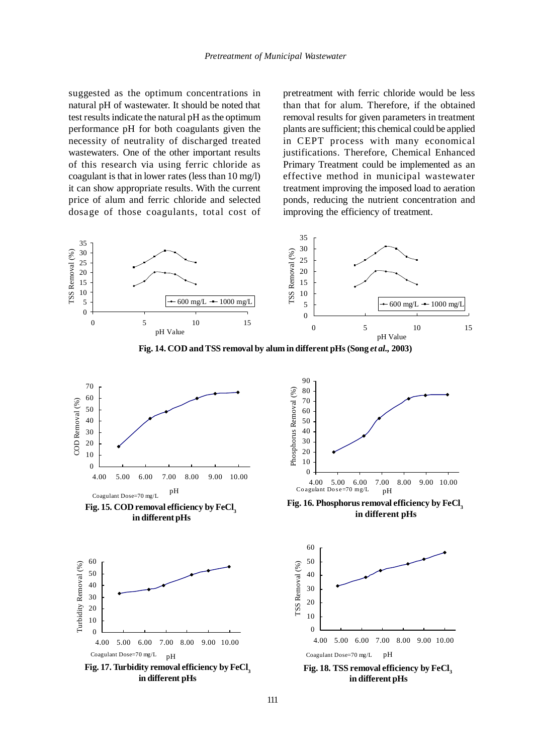suggested as the optimum concentrations in natural pH of wastewater. It should be noted that test results indicate the natural pH as the optimum performance pH for both coagulants given the necessity of neutrality of discharged treated wastewaters. One of the other important results of this research via using ferric chloride as coagulant is that in lower rates (less than 10 mg/l) it can show appropriate results. With the current price of alum and ferric chloride and selected dosage of those coagulants, total cost of pretreatment with ferric chloride would be less than that for alum. Therefore, if the obtained removal results for given parameters in treatment plants are sufficient; this chemical could be applied in CEPT process with many economical justifications. Therefore, Chemical Enhanced Primary Treatment could be implemented as an effective method in municipal wastewater treatment improving the imposed load to aeration ponds, reducing the nutrient concentration and improving the efficiency of treatment.

TSS Removal (%)
0 5 10 15 20 25 30 35
0 5 10 15
pH Value
600 mg/L 1000 mg/L

TSS Removal (%)
0 5 10 15 20 25 30 35
0 5 10 15
pH Value
600 mg/L 1000 mg/L

**Fig. 14. COD and TSS removal by alum in different pHs (Song *et al.,* 2003)**

COD Removal (%)
0 10 20 30 40 50 60 70
4.00 5.00 6.00 7.00 8.00 9.00 10.00
Coagulant Dose=70 mg/L pH

**Fig. 15. COD removal efficiency by $FeCl_3$ in different pHs**

Phosphorus Removal (%)
0 10 20 30 40 50 60 70 80 90
4.00 5.00 6.00 7.00 8.00 9.00 10.00
Coagulant Dose=70 mg/L pH

**Fig. 16. Phosphorus removal efficiency by $FeCl_3$ in different pHs**

Turbidity Removal (%)
0 10 20 30 40 50 60
4.00 5.00 6.00 7.00 8.00 9.00 10.00
Coagulant Dose=70 mg/L pH

**Fig. 17. Turbidity removal efficiency by $FeCl_3$ in different pHs**

TSS Removal (%)
0 10 20 30 40 50 60
4.00 5.00 6.00 7.00 8.00 9.00 10.00
Coagulant Dose=70 mg/L pH

**Fig. 18. TSS removal efficiency by $FeCl_3$ in different pHs**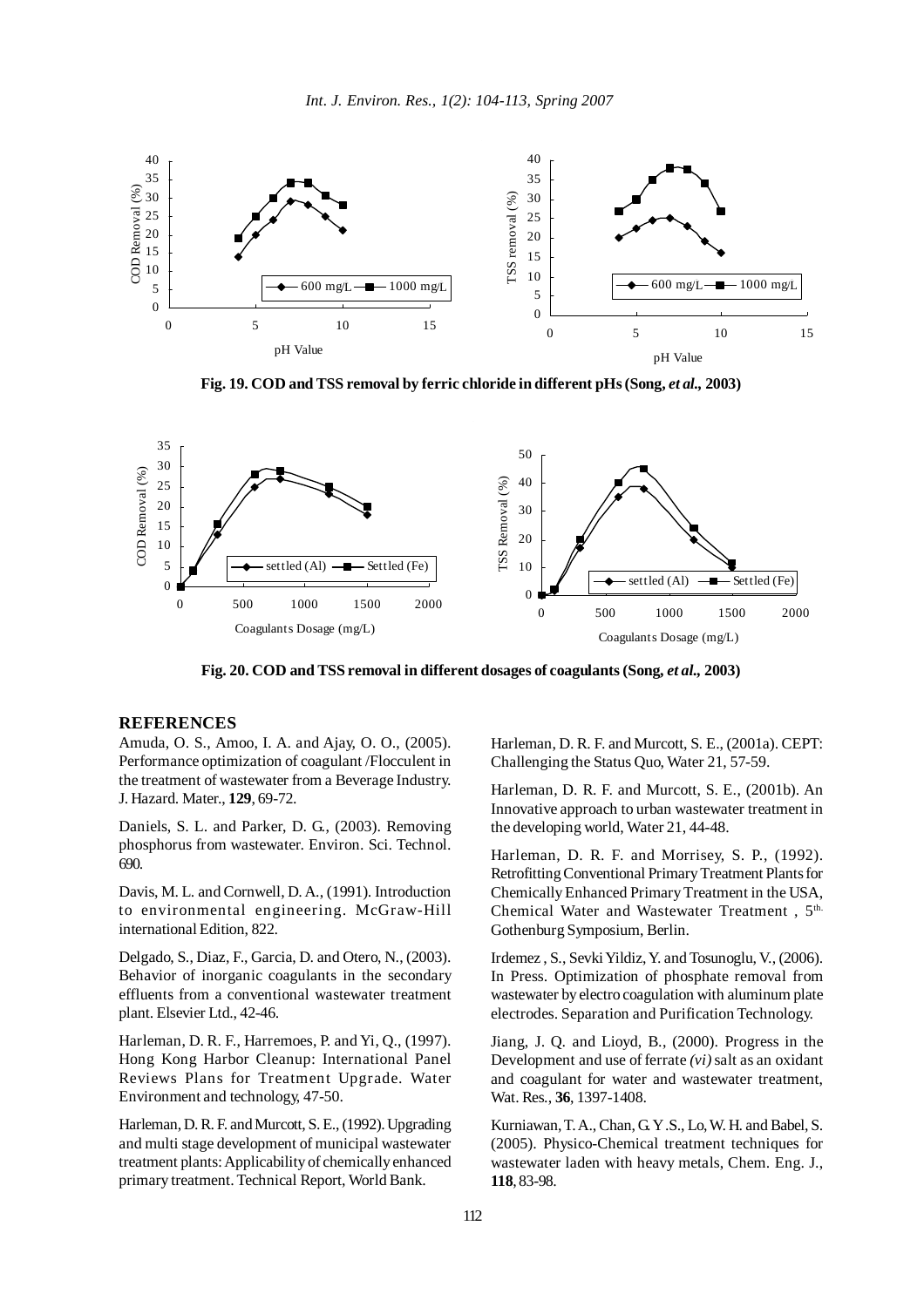40
35
30
25
20
15
10
5
0

COD Removal (%)

0 5 10 15

pH Value

600 mg/L 1000 mg/L

40
35
30
25
20
15
10
5
0

TSS removal (%)

0 5 10 15

pH Value

600 mg/L 1000 mg/L

**Fig. 19. COD and TSS removal by ferric chloride in different pHs (Song, *et al.,* 2003)**

35
30
25
20
15
10
5
0

COD Removal (%)

0 500 1000 1500 2000

Coagulants Dosage (mg/L)

settled (Al) Settled (Fe)

50
40
30
20
10
0

TSS Removal (%)

0 500 1000 1500 2000

Coagulants Dosage (mg/L)

settled (Al) Settled (Fe)

**Fig. 20. COD and TSS removal in different dosages of coagulants (Song, *et al.,* 2003)**

## REFERENCES

Amuda, O. S., Amoo, I. A. and Ajay, O. O., (2005). Performance optimization of coagulant /Flocculent in the treatment of wastewater from a Beverage Industry. J. Hazard. Mater., **129**, 69-72.

Daniels, S. L. and Parker, D. G., (2003). Removing phosphorus from wastewater. Environ. Sci. Technol. 690.

Davis, M. L. and Cornwell, D. A., (1991). Introduction to environmental engineering. McGraw-Hill international Edition, 822.

Delgado, S., Diaz, F., Garcia, D. and Otero, N., (2003). Behavior of inorganic coagulants in the secondary effluents from a conventional wastewater treatment plant. Elsevier Ltd., 42-46.

Harleman, D. R. F., Harremoes, P. and Yi, Q., (1997). Hong Kong Harbor Cleanup: International Panel Reviews Plans for Treatment Upgrade. Water Environment and technology, 47-50.

Harleman, D. R. F. and Murcott, S. E., (1992). Upgrading and multi stage development of municipal wastewater treatment plants: Applicability of chemically enhanced primary treatment. Technical Report, World Bank.

Harleman, D. R. F. and Murcott, S. E., (2001a). CEPT: Challenging the Status Quo, Water 21, 57-59.

Harleman, D. R. F. and Murcott, S. E., (2001b). An Innovative approach to urban wastewater treatment in the developing world, Water 21, 44-48.

Harleman, D. R. F. and Morrisey, S. P., (1992). Retrofitting Conventional Primary Treatment Plants for Chemically Enhanced Primary Treatment in the USA, Chemical Water and Wastewater Treatment , 5th. Gothenburg Symposium, Berlin.

Irdemez , S., Sevki Yildiz, Y. and Tosunoglu, V., (2006). In Press. Optimization of phosphate removal from wastewater by electro coagulation with aluminum plate electrodes. Separation and Purification Technology.

Jiang, J. Q. and Lioyd, B., (2000). Progress in the Development and use of ferrate *(vi)* salt as an oxidant and coagulant for water and wastewater treatment, Wat. Res., **36**, 1397-1408.

Kurniawan, T. A., Chan, G. Y .S., Lo, W. H. and Babel, S. (2005). Physico-Chemical treatment techniques for wastewater laden with heavy metals, Chem. Eng. J., **118**, 83-98.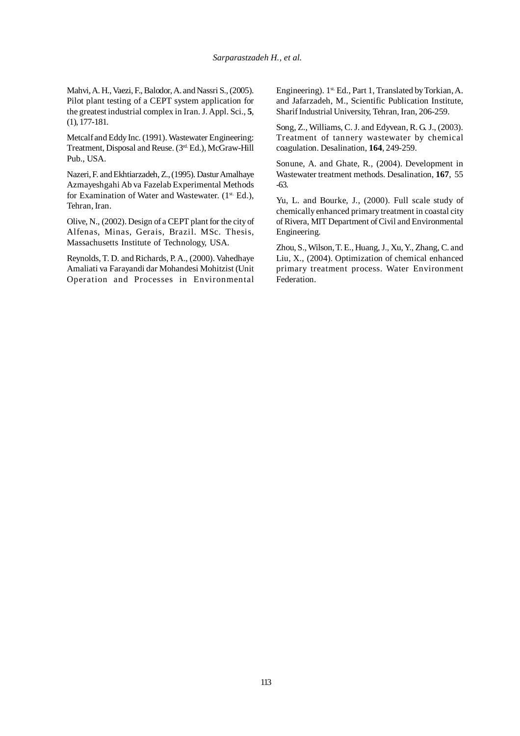Mahvi, A. H., Vaezi, F., Balodor, A. and Nassri S., (2005). Pilot plant testing of a CEPT system application for the greatest industrial complex in Iran. J. Appl. Sci., **5**, (1), 177-181.

Metcalf and Eddy Inc. (1991). Wastewater Engineering: Treatment, Disposal and Reuse. (3rd. Ed.), McGraw-Hill Pub., USA.

Nazeri, F. and Ekhtiarzadeh, Z., (1995). Dastur Amalhaye Azmayeshgahi Ab va Fazelab Experimental Methods for Examination of Water and Wastewater. (1st. Ed.), Tehran, Iran.

Olive, N., (2002). Design of a CEPT plant for the city of Alfenas, Minas, Gerais, Brazil. MSc. Thesis, Massachusetts Institute of Technology, USA.

Reynolds, T. D. and Richards, P. A., (2000). Vahedhaye Amaliati va Farayandi dar Mohandesi Mohitzist (Unit Operation and Processes in Environmental Engineering). 1st. Ed., Part 1, Translated by Torkian, A. and Jafarzadeh, M., Scientific Publication Institute, Sharif Industrial University, Tehran, Iran, 206-259.

Song, Z., Williams, C. J. and Edyvean, R. G. J., (2003). Treatment of tannery wastewater by chemical coagulation. Desalination, **164**, 249-259.

Sonune, A. and Ghate, R., (2004). Development in Wastewater treatment methods. Desalination, **167**, 55 -63.

Yu, L. and Bourke, J., (2000). Full scale study of chemically enhanced primary treatment in coastal city of Rivera, MIT Department of Civil and Environmental Engineering.

Zhou, S., Wilson, T. E., Huang, J., Xu, Y., Zhang, C. and Liu, X., (2004). Optimization of chemical enhanced primary treatment process. Water Environment Federation.